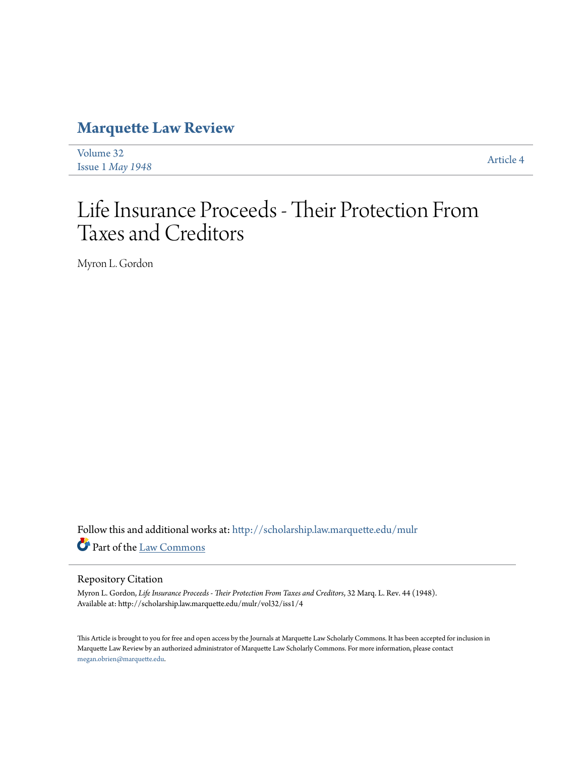# Marquette Law Review

Volume 32
Issue 1 *May 1948*

Article 4

# Life Insurance Proceeds - Their Protection From Taxes and Creditors

Myron L. Gordon

Follow this and additional works at: http://scholarship.law.marquette.edu/mulr

Part of the Law Commons

## Repository Citation

Myron L. Gordon, *Life Insurance Proceeds - Their Protection From Taxes and Creditors*, 32 Marq. L. Rev. 44 (1948).
Available at: http://scholarship.law.marquette.edu/mulr/vol32/iss1/4

This Article is brought to you for free and open access by the Journals at Marquette Law Scholarly Commons. It has been accepted for inclusion in Marquette Law Review by an authorized administrator of Marquette Law Scholarly Commons. For more information, please contact megan.obrien@marquette.edu.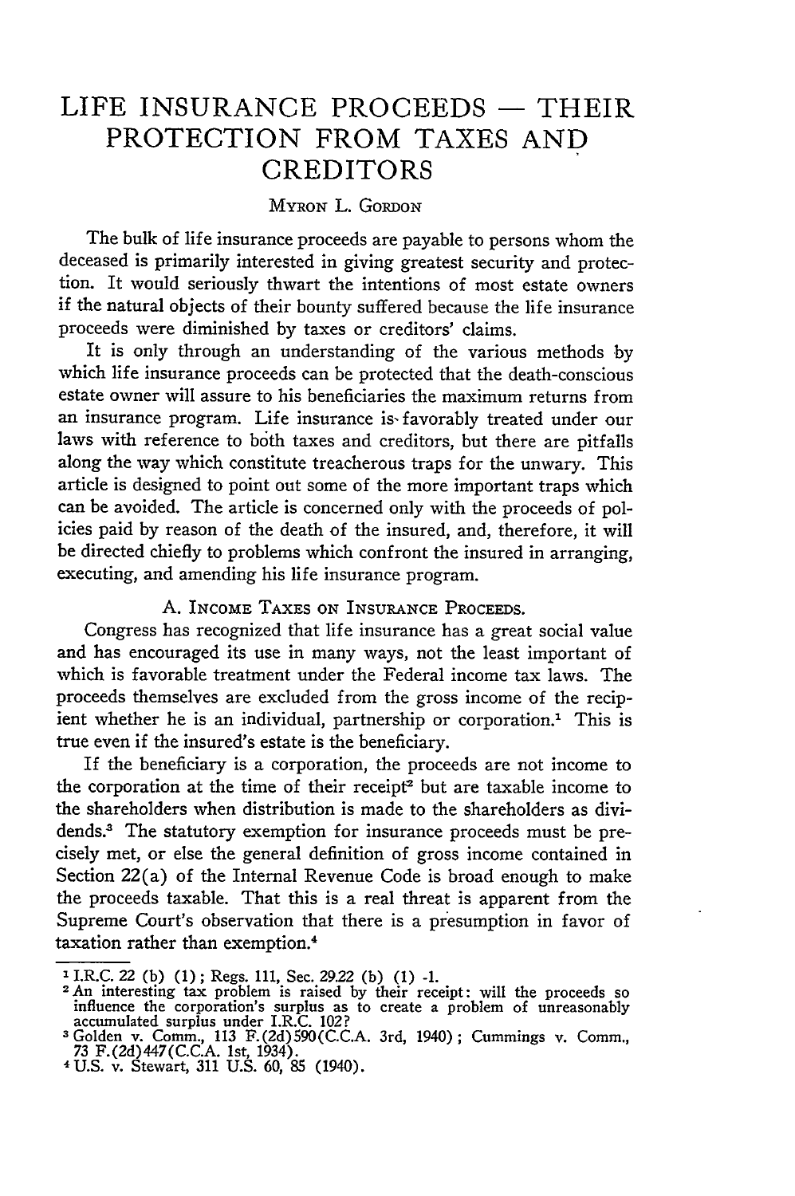# LIFE INSURANCE PROCEEDS — THEIR PROTECTION FROM TAXES AND CREDITORS

MYRON L. GORDON

The bulk of life insurance proceeds are payable to persons whom the deceased is primarily interested in giving greatest security and protection. It would seriously thwart the intentions of most estate owners if the natural objects of their bounty suffered because the life insurance proceeds were diminished by taxes or creditors' claims.

It is only through an understanding of the various methods by which life insurance proceeds can be protected that the death-conscious estate owner will assure to his beneficiaries the maximum returns from an insurance program. Life insurance is favorably treated under our laws with reference to both taxes and creditors, but there are pitfalls along the way which constitute treacherous traps for the unwary. This article is designed to point out some of the more important traps which can be avoided. The article is concerned only with the proceeds of policies paid by reason of the death of the insured, and, therefore, it will be directed chiefly to problems which confront the insured in arranging, executing, and amending his life insurance program.

## A. INCOME TAXES ON INSURANCE PROCEEDS.

Congress has recognized that life insurance has a great social value and has encouraged its use in many ways, not the least important of which is favorable treatment under the Federal income tax laws. The proceeds themselves are excluded from the gross income of the recipient whether he is an individual, partnership or corporation.[1] This is true even if the insured's estate is the beneficiary.

If the beneficiary is a corporation, the proceeds are not income to the corporation at the time of their receipt[2] but are taxable income to the shareholders when distribution is made to the shareholders as dividends.[3] The statutory exemption for insurance proceeds must be precisely met, or else the general definition of gross income contained in Section 22(a) of the Internal Revenue Code is broad enough to make the proceeds taxable. That this is a real threat is apparent from the Supreme Court's observation that there is a presumption in favor of taxation rather than exemption.[4]

---

[1] I.R.C. 22 (b) (1); Regs. 111, Sec. 29.22 (b) (1) -1.

[2] An interesting tax problem is raised by their receipt: will the proceeds so influence the corporation's surplus as to create a problem of unreasonably accumulated surplus under I.R.C. 102?

[3] Golden v. Comm., 113 F.(2d)590(C.C.A. 3rd, 1940); Cummings v. Comm., 73 F.(2d)447(C.C.A. 1st, 1934).

[4] U.S. v. Stewart, 311 U.S. 60, 85 (1940).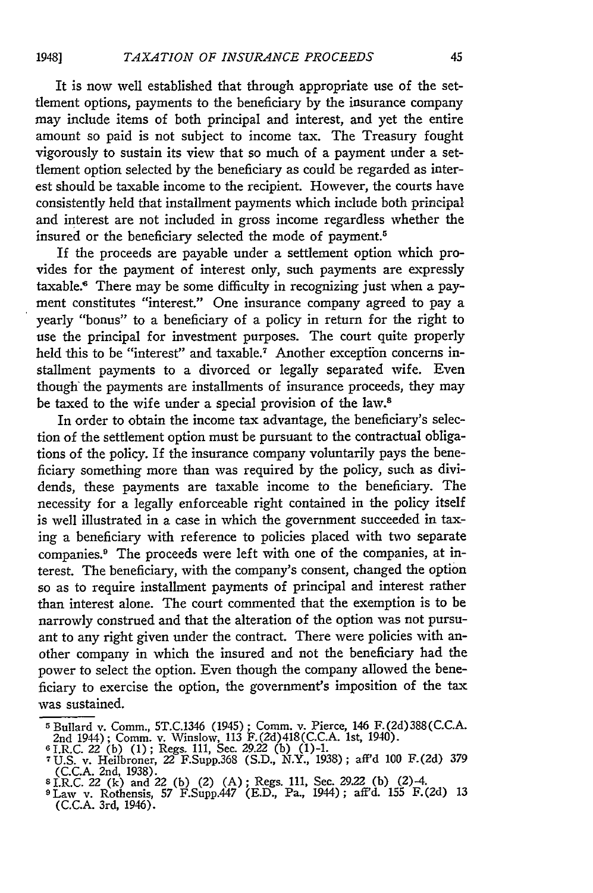It is now well established that through appropriate use of the settlement options, payments to the beneficiary by the insurance company may include items of both principal and interest, and yet the entire amount so paid is not subject to income tax. The Treasury fought vigorously to sustain its view that so much of a payment under a settlement option selected by the beneficiary as could be regarded as interest should be taxable income to the recipient. However, the courts have consistently held that installment payments which include both principal and interest are not included in gross income regardless whether the insured or the beneficiary selected the mode of payment.[5]

If the proceeds are payable under a settlement option which provides for the payment of interest only, such payments are expressly taxable.[6] There may be some difficulty in recognizing just when a payment constitutes "interest." One insurance company agreed to pay a yearly "bonus" to a beneficiary of a policy in return for the right to use the principal for investment purposes. The court quite properly held this to be "interest" and taxable.[7] Another exception concerns installment payments to a divorced or legally separated wife. Even though the payments are installments of insurance proceeds, they may be taxed to the wife under a special provision of the law.[8]

In order to obtain the income tax advantage, the beneficiary's selection of the settlement option must be pursuant to the contractual obligations of the policy. If the insurance company voluntarily pays the beneficiary something more than was required by the policy, such as dividends, these payments are taxable income to the beneficiary. The necessity for a legally enforceable right contained in the policy itself is well illustrated in a case in which the government succeeded in taxing a beneficiary with reference to policies placed with two separate companies.[9] The proceeds were left with one of the companies, at interest. The beneficiary, with the company's consent, changed the option so as to require installment payments of principal and interest rather than interest alone. The court commented that the exemption is to be narrowly construed and that the alteration of the option was not pursuant to any right given under the contract. There were policies with another company in which the insured and not the beneficiary had the power to select the option. Even though the company allowed the beneficiary to exercise the option, the government's imposition of the tax was sustained.

---

[5] Bullard v. Comm., 5T.C.1346 (1945); Comm. v. Pierce, 146 F.(2d)388(C.C.A. 2nd 1944); Comm. v. Winslow, 113 F.(2d)418(C.C.A. 1st, 1940).

[6] I.R.C. 22 (b) (1); Regs. 111, Sec. 29.22 (b) (1)-1.

[7] U.S. v. Heilbroner, 22 F.Supp.368 (S.D., N.Y., 1938); aff'd 100 F.(2d) 379 (C.C.A. 2nd, 1938).

[8] I.R.C. 22 (k) and 22 (b) (2) (A); Regs. 111, Sec. 29.22 (b) (2)-4.

[9] Law v. Rothensis, 57 F.Supp.447 (E.D., Pa., 1944); aff'd. 155 F.(2d) 13 (C.C.A. 3rd, 1946).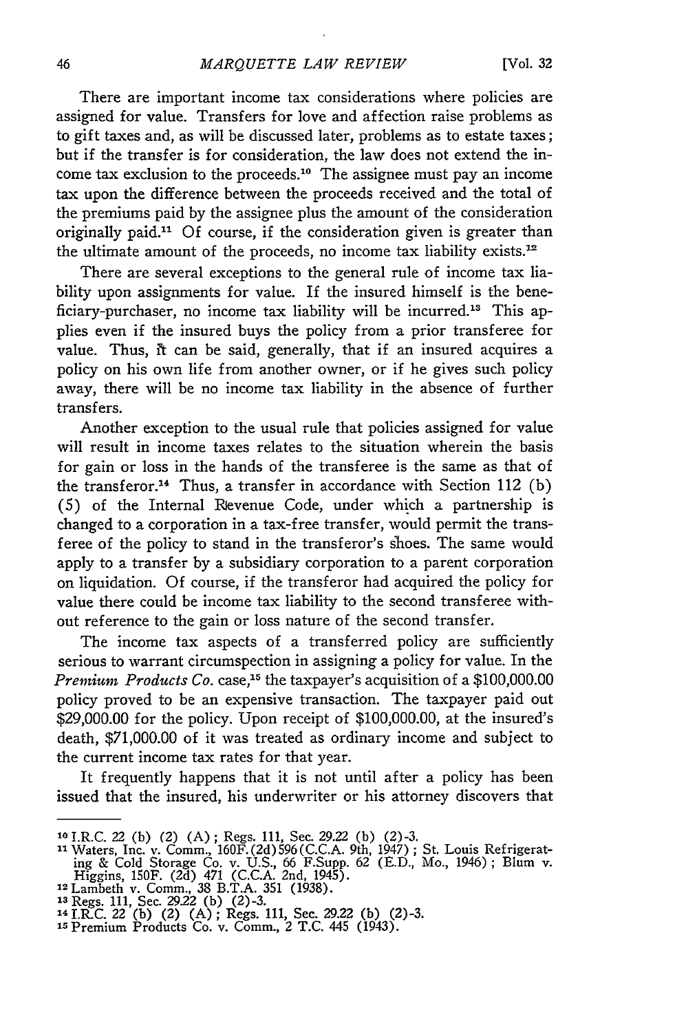There are important income tax considerations where policies are assigned for value. Transfers for love and affection raise problems as to gift taxes and, as will be discussed later, problems as to estate taxes; but if the transfer is for consideration, the law does not extend the income tax exclusion to the proceeds.[10] The assignee must pay an income tax upon the difference between the proceeds received and the total of the premiums paid by the assignee plus the amount of the consideration originally paid.[11] Of course, if the consideration given is greater than the ultimate amount of the proceeds, no income tax liability exists.[12]

There are several exceptions to the general rule of income tax liability upon assignments for value. If the insured himself is the beneficiary-purchaser, no income tax liability will be incurred.[13] This applies even if the insured buys the policy from a prior transferee for value. Thus, it can be said, generally, that if an insured acquires a policy on his own life from another owner, or if he gives such policy away, there will be no income tax liability in the absence of further transfers.

Another exception to the usual rule that policies assigned for value will result in income taxes relates to the situation wherein the basis for gain or loss in the hands of the transferee is the same as that of the transferor.[14] Thus, a transfer in accordance with Section 112 (b) (5) of the Internal Revenue Code, under which a partnership is changed to a corporation in a tax-free transfer, would permit the transferee of the policy to stand in the transferor's shoes. The same would apply to a transfer by a subsidiary corporation to a parent corporation on liquidation. Of course, if the transferor had acquired the policy for value there could be income tax liability to the second transferee without reference to the gain or loss nature of the second transfer.

The income tax aspects of a transferred policy are sufficiently serious to warrant circumspection in assigning a policy for value. In the *Premium Products Co.* case,[15] the taxpayer's acquisition of a $100,000.00 policy proved to be an expensive transaction. The taxpayer paid out $29,000.00 for the policy. Upon receipt of $100,000.00, at the insured's death, $71,000.00 of it was treated as ordinary income and subject to the current income tax rates for that year.

It frequently happens that it is not until after a policy has been issued that the insured, his underwriter or his attorney discovers that

---

[10] I.R.C. 22 (b) (2) (A); Regs. 111, Sec. 29.22 (b) (2)-3.

[11] Waters, Inc. v. Comm., 160F.(2d)596(C.C.A. 9th, 1947); St. Louis Refrigerating & Cold Storage Co. v. U.S., 66 F.Supp. 62 (E.D., Mo., 1946); Blum v. Higgins, 150F. (2d) 471 (C.C.A. 2nd, 1945).

[12] Lambeth v. Comm., 38 B.T.A. 351 (1938).

[13] Regs. 111, Sec. 29.22 (b) (2)-3.

[14] I.R.C. 22 (b) (2) (A); Regs. 111, Sec. 29.22 (b) (2)-3.

[15] Premium Products Co. v. Comm., 2 T.C. 445 (1943).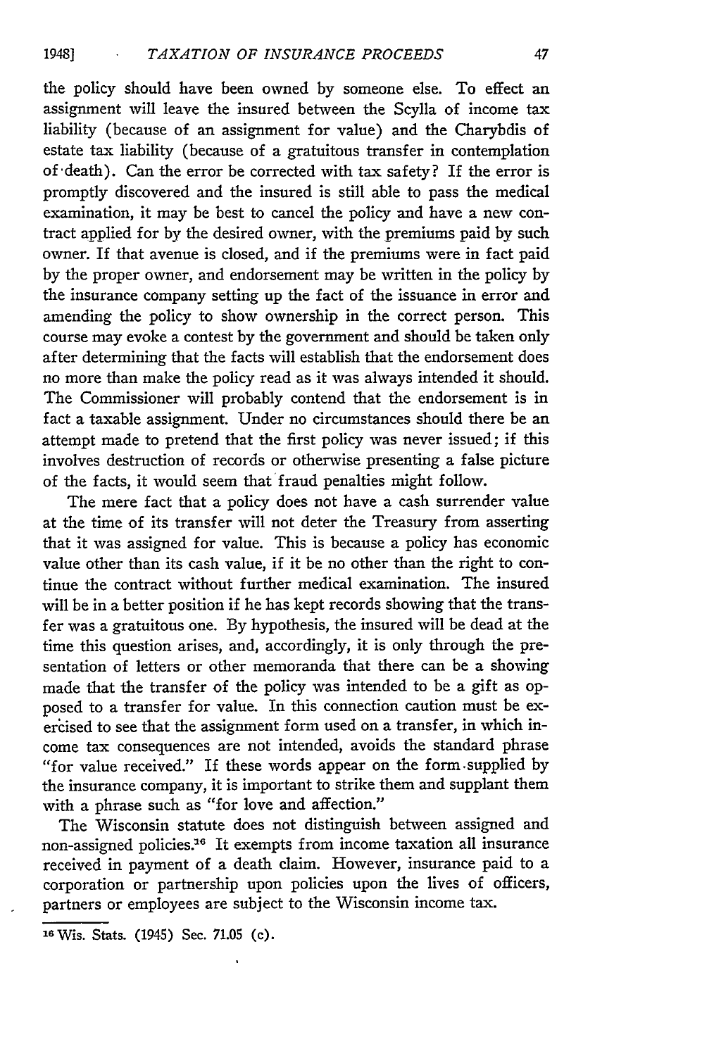the policy should have been owned by someone else. To effect an assignment will leave the insured between the Scylla of income tax liability (because of an assignment for value) and the Charybdis of estate tax liability (because of a gratuitous transfer in contemplation of death). Can the error be corrected with tax safety? If the error is promptly discovered and the insured is still able to pass the medical examination, it may be best to cancel the policy and have a new contract applied for by the desired owner, with the premiums paid by such owner. If that avenue is closed, and if the premiums were in fact paid by the proper owner, and endorsement may be written in the policy by the insurance company setting up the fact of the issuance in error and amending the policy to show ownership in the correct person. This course may evoke a contest by the government and should be taken only after determining that the facts will establish that the endorsement does no more than make the policy read as it was always intended it should. The Commissioner will probably contend that the endorsement is in fact a taxable assignment. Under no circumstances should there be an attempt made to pretend that the first policy was never issued; if this involves destruction of records or otherwise presenting a false picture of the facts, it would seem that fraud penalties might follow.

The mere fact that a policy does not have a cash surrender value at the time of its transfer will not deter the Treasury from asserting that it was assigned for value. This is because a policy has economic value other than its cash value, if it be no other than the right to continue the contract without further medical examination. The insured will be in a better position if he has kept records showing that the transfer was a gratuitous one. By hypothesis, the insured will be dead at the time this question arises, and, accordingly, it is only through the presentation of letters or other memoranda that there can be a showing made that the transfer of the policy was intended to be a gift as opposed to a transfer for value. In this connection caution must be exercised to see that the assignment form used on a transfer, in which income tax consequences are not intended, avoids the standard phrase "for value received." If these words appear on the form supplied by the insurance company, it is important to strike them and supplant them with a phrase such as "for love and affection."

The Wisconsin statute does not distinguish between assigned and non-assigned policies.[16] It exempts from income taxation all insurance received in payment of a death claim. However, insurance paid to a corporation or partnership upon policies upon the lives of officers, partners or employees are subject to the Wisconsin income tax.

---

[16] Wis. Stats. (1945) Sec. 71.05 (c).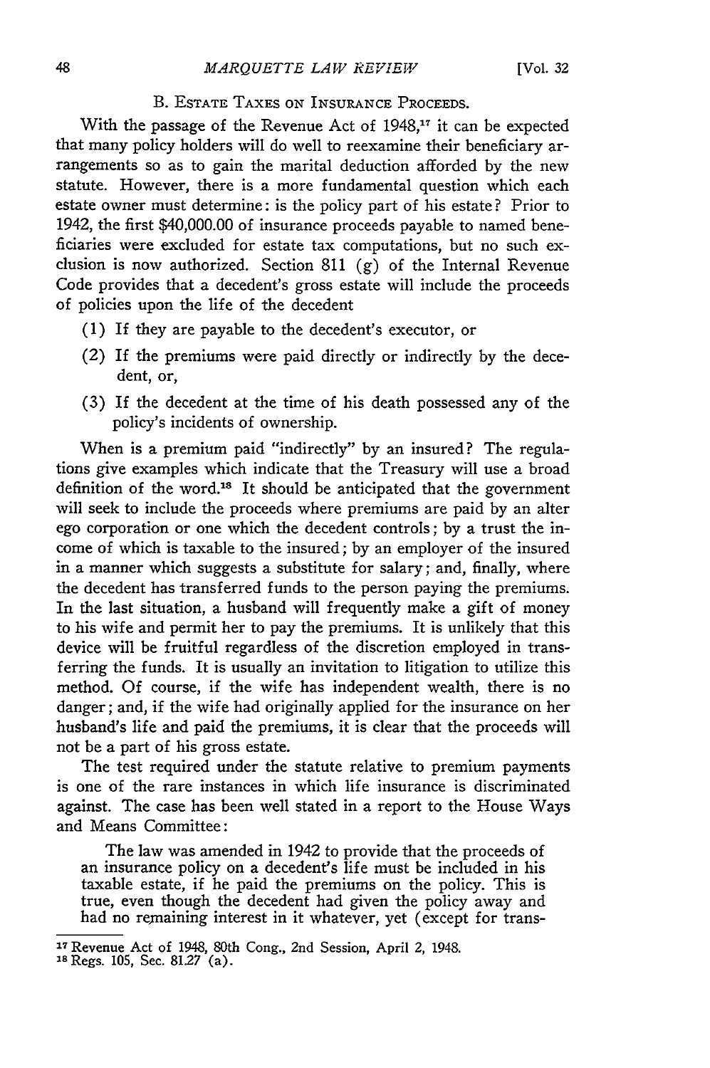### B. Estate Taxes on Insurance Proceeds.

With the passage of the Revenue Act of 1948,[17] it can be expected that many policy holders will do well to reexamine their beneficiary arrangements so as to gain the marital deduction afforded by the new statute. However, there is a more fundamental question which each estate owner must determine: is the policy part of his estate? Prior to 1942, the first $40,000.00 of insurance proceeds payable to named beneficiaries were excluded for estate tax computations, but no such exclusion is now authorized. Section 811 (g) of the Internal Revenue Code provides that a decedent's gross estate will include the proceeds of policies upon the life of the decedent

(1) If they are payable to the decedent's executor, or

(2) If the premiums were paid directly or indirectly by the decedent, or,

(3) If the decedent at the time of his death possessed any of the policy's incidents of ownership.

When is a premium paid "indirectly" by an insured? The regulations give examples which indicate that the Treasury will use a broad definition of the word.[18] It should be anticipated that the government will seek to include the proceeds where premiums are paid by an alter ego corporation or one which the decedent controls; by a trust the income of which is taxable to the insured; by an employer of the insured in a manner which suggests a substitute for salary; and, finally, where the decedent has transferred funds to the person paying the premiums. In the last situation, a husband will frequently make a gift of money to his wife and permit her to pay the premiums. It is unlikely that this device will be fruitful regardless of the discretion employed in transferring the funds. It is usually an invitation to litigation to utilize this method. Of course, if the wife has independent wealth, there is no danger; and, if the wife had originally applied for the insurance on her husband's life and paid the premiums, it is clear that the proceeds will not be a part of his gross estate.

The test required under the statute relative to premium payments is one of the rare instances in which life insurance is discriminated against. The case has been well stated in a report to the House Ways and Means Committee:

> The law was amended in 1942 to provide that the proceeds of an insurance policy on a decedent's life must be included in his taxable estate, if he paid the premiums on the policy. This is true, even though the decedent had given the policy away and had no remaining interest in it whatever, yet (except for trans-

---

[17] Revenue Act of 1948, 80th Cong., 2nd Session, April 2, 1948.

[18] Regs. 105, Sec. 81.27 (a).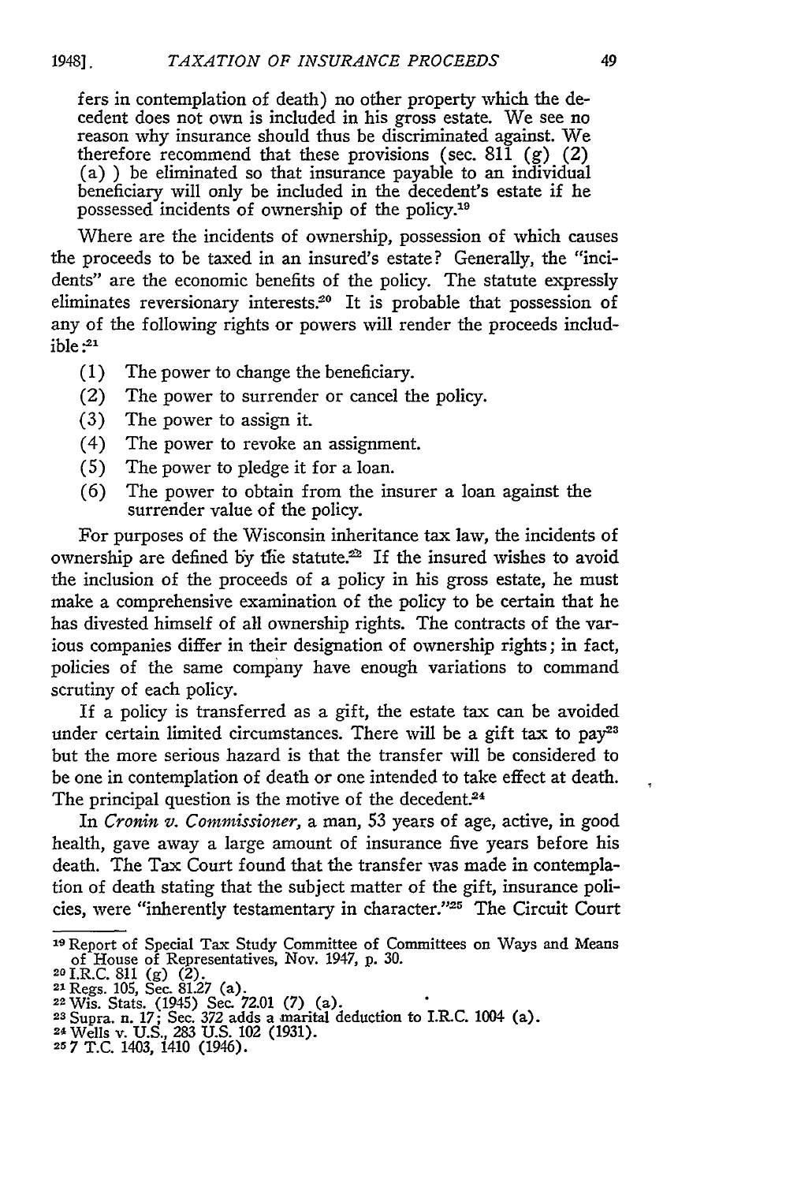fers in contemplation of death) no other property which the decedent does not own is included in his gross estate. We see no reason why insurance should thus be discriminated against. We therefore recommend that these provisions (sec. 811 (g) (2) (a) ) be eliminated so that insurance payable to an individual beneficiary will only be included in the decedent's estate if he possessed incidents of ownership of the policy.[19]

Where are the incidents of ownership, possession of which causes the proceeds to be taxed in an insured's estate? Generally, the "incidents" are the economic benefits of the policy. The statute expressly eliminates reversionary interests.[20] It is probable that possession of any of the following rights or powers will render the proceeds includible:[21]

(1) The power to change the beneficiary.
(2) The power to surrender or cancel the policy.
(3) The power to assign it.
(4) The power to revoke an assignment.
(5) The power to pledge it for a loan.
(6) The power to obtain from the insurer a loan against the surrender value of the policy.

For purposes of the Wisconsin inheritance tax law, the incidents of ownership are defined by the statute.[22] If the insured wishes to avoid the inclusion of the proceeds of a policy in his gross estate, he must make a comprehensive examination of the policy to be certain that he has divested himself of all ownership rights. The contracts of the various companies differ in their designation of ownership rights; in fact, policies of the same company have enough variations to command scrutiny of each policy.

If a policy is transferred as a gift, the estate tax can be avoided under certain limited circumstances. There will be a gift tax to pay[23] but the more serious hazard is that the transfer will be considered to be one in contemplation of death or one intended to take effect at death. The principal question is the motive of the decedent.[24]

In *Cronin v. Commissioner*, a man, 53 years of age, active, in good health, gave away a large amount of insurance five years before his death. The Tax Court found that the transfer was made in contemplation of death stating that the subject matter of the gift, insurance policies, were "inherently testamentary in character."[25] The Circuit Court

---

[19] Report of Special Tax Study Committee of Committees on Ways and Means of House of Representatives, Nov. 1947, p. 30.
[20] I.R.C. 811 (g) (2).
[21] Regs. 105, Sec. 81.27 (a).
[22] Wis. Stats. (1945) Sec. 72.01 (7) (a).
[23] Supra. n. 17; Sec. 372 adds a marital deduction to I.R.C. 1004 (a).
[24] Wells v. U.S., 283 U.S. 102 (1931).
[25] 7 T.C. 1403, 1410 (1946).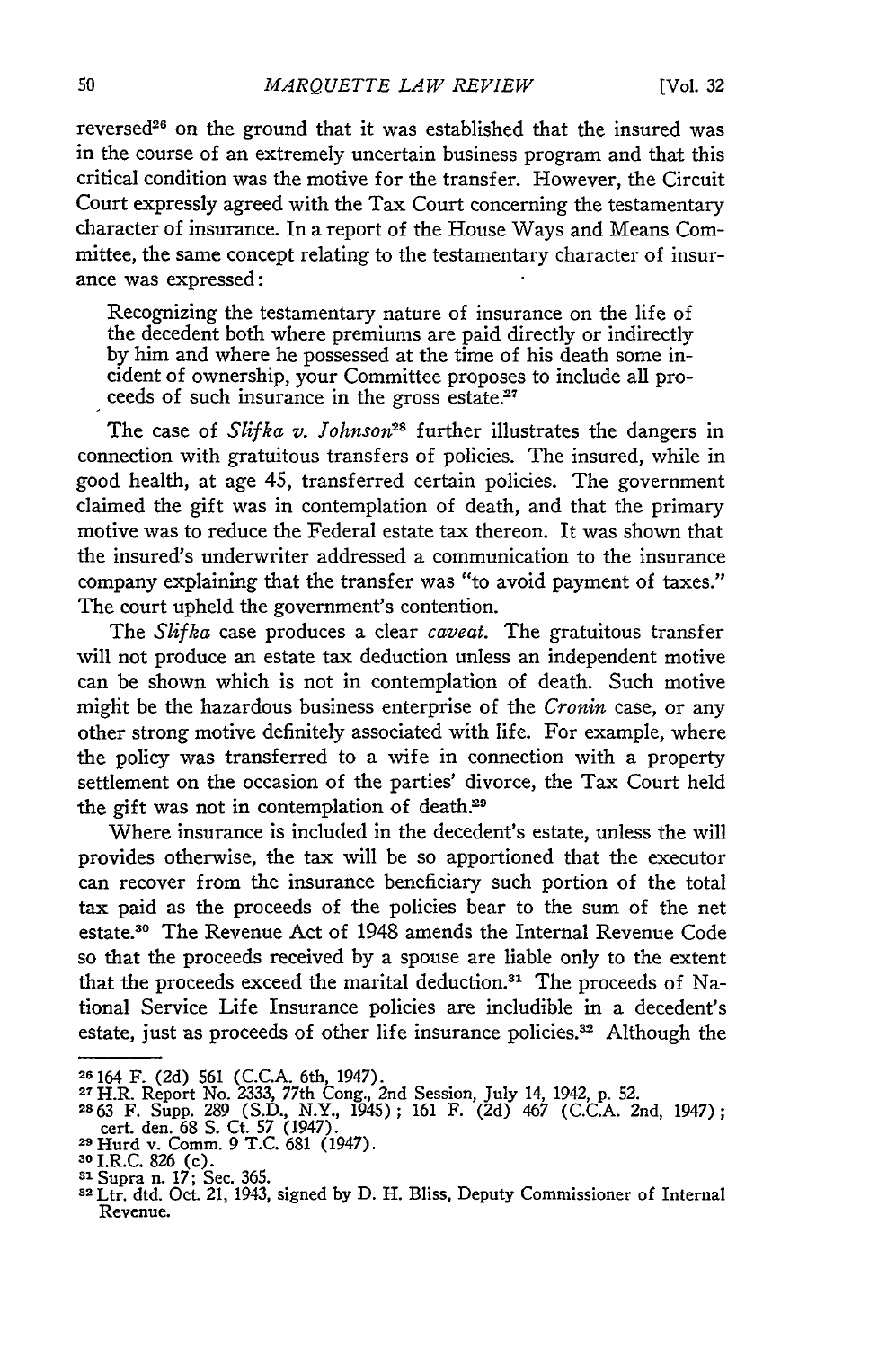reversed[26] on the ground that it was established that the insured was in the course of an extremely uncertain business program and that this critical condition was the motive for the transfer. However, the Circuit Court expressly agreed with the Tax Court concerning the testamentary character of insurance. In a report of the House Ways and Means Committee, the same concept relating to the testamentary character of insurance was expressed:

> Recognizing the testamentary nature of insurance on the life of the decedent both where premiums are paid directly or indirectly by him and where he possessed at the time of his death some incident of ownership, your Committee proposes to include all proceeds of such insurance in the gross estate.[27]

The case of *Slifka v. Johnson*[28] further illustrates the dangers in connection with gratuitous transfers of policies. The insured, while in good health, at age 45, transferred certain policies. The government claimed the gift was in contemplation of death, and that the primary motive was to reduce the Federal estate tax thereon. It was shown that the insured's underwriter addressed a communication to the insurance company explaining that the transfer was "to avoid payment of taxes." The court upheld the government's contention.

The *Slifka* case produces a clear *caveat.* The gratuitous transfer will not produce an estate tax deduction unless an independent motive can be shown which is not in contemplation of death. Such motive might be the hazardous business enterprise of the *Cronin* case, or any other strong motive definitely associated with life. For example, where the policy was transferred to a wife in connection with a property settlement on the occasion of the parties' divorce, the Tax Court held the gift was not in contemplation of death.[29]

Where insurance is included in the decedent's estate, unless the will provides otherwise, the tax will be so apportioned that the executor can recover from the insurance beneficiary such portion of the total tax paid as the proceeds of the policies bear to the sum of the net estate.[30] The Revenue Act of 1948 amends the Internal Revenue Code so that the proceeds received by a spouse are liable only to the extent that the proceeds exceed the marital deduction.[31] The proceeds of National Service Life Insurance policies are includible in a decedent's estate, just as proceeds of other life insurance policies.[32] Although the

---

[26] 164 F. (2d) 561 (C.C.A. 6th, 1947).

[27] H.R. Report No. 2333, 77th Cong., 2nd Session, July 14, 1942, p. 52.

[28] 63 F. Supp. 289 (S.D., N.Y., 1945); 161 F. (2d) 467 (C.C.A. 2nd, 1947); cert. den. 68 S. Ct. 57 (1947).

[29] Hurd v. Comm. 9 T.C. 681 (1947).

[30] I.R.C. 826 (c).

[31] Supra n. 17; Sec. 365.

[32] Ltr. dtd. Oct. 21, 1943, signed by D. H. Bliss, Deputy Commissioner of Internal Revenue.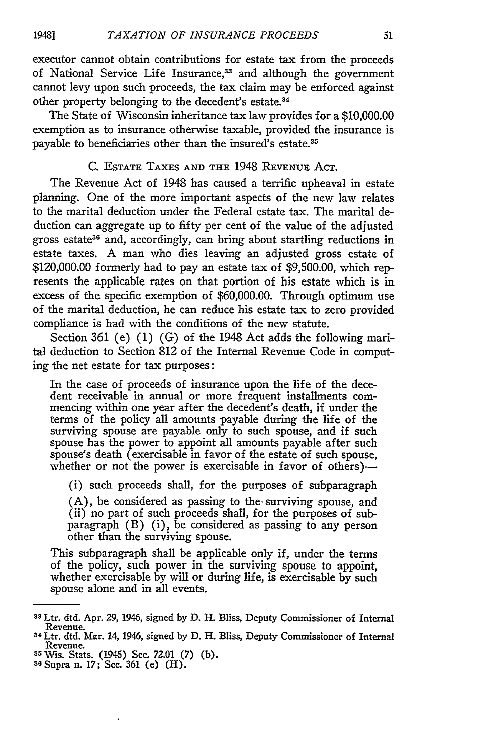executor cannot obtain contributions for estate tax from the proceeds of National Service Life Insurance,[33] and although the government cannot levy upon such proceeds, the tax claim may be enforced against other property belonging to the decedent's estate.[34]

The State of Wisconsin inheritance tax law provides for a $10,000.00 exemption as to insurance otherwise taxable, provided the insurance is payable to beneficiaries other than the insured's estate.[35]

### C. Estate Taxes and the 1948 Revenue Act.

The Revenue Act of 1948 has caused a terrific upheaval in estate planning. One of the more important aspects of the new law relates to the marital deduction under the Federal estate tax. The marital deduction can aggregate up to fifty per cent of the value of the adjusted gross estate[36] and, accordingly, can bring about startling reductions in estate taxes. A man who dies leaving an adjusted gross estate of $120,000.00 formerly had to pay an estate tax of $9,500.00, which represents the applicable rates on that portion of his estate which is in excess of the specific exemption of $60,000.00. Through optimum use of the marital deduction, he can reduce his estate tax to zero provided compliance is had with the conditions of the new statute.

Section 361 (e) (1) (G) of the 1948 Act adds the following marital deduction to Section 812 of the Internal Revenue Code in computing the net estate for tax purposes:

> In the case of proceeds of insurance upon the life of the decedent receivable in annual or more frequent installments commencing within one year after the decedent's death, if under the terms of the policy all amounts payable during the life of the surviving spouse are payable only to such spouse, and if such spouse has the power to appoint all amounts payable after such spouse's death (exercisable in favor of the estate of such spouse, whether or not the power is exercisable in favor of others)—
>
> (i) such proceeds shall, for the purposes of subparagraph (A), be considered as passing to the surviving spouse, and (ii) no part of such proceeds shall, for the purposes of subparagraph (B) (i), be considered as passing to any person other than the surviving spouse.
>
> This subparagraph shall be applicable only if, under the terms of the policy, such power in the surviving spouse to appoint, whether exercisable by will or during life, is exercisable by such spouse alone and in all events.

---

[33] Ltr. dtd. Apr. 29, 1946, signed by D. H. Bliss, Deputy Commissioner of Internal Revenue.

[34] Ltr. dtd. Mar. 14, 1946, signed by D. H. Bliss, Deputy Commissioner of Internal Revenue.

[35] Wis. Stats. (1945) Sec. 72.01 (7) (b).

[36] Supra n. 17; Sec. 361 (e) (H).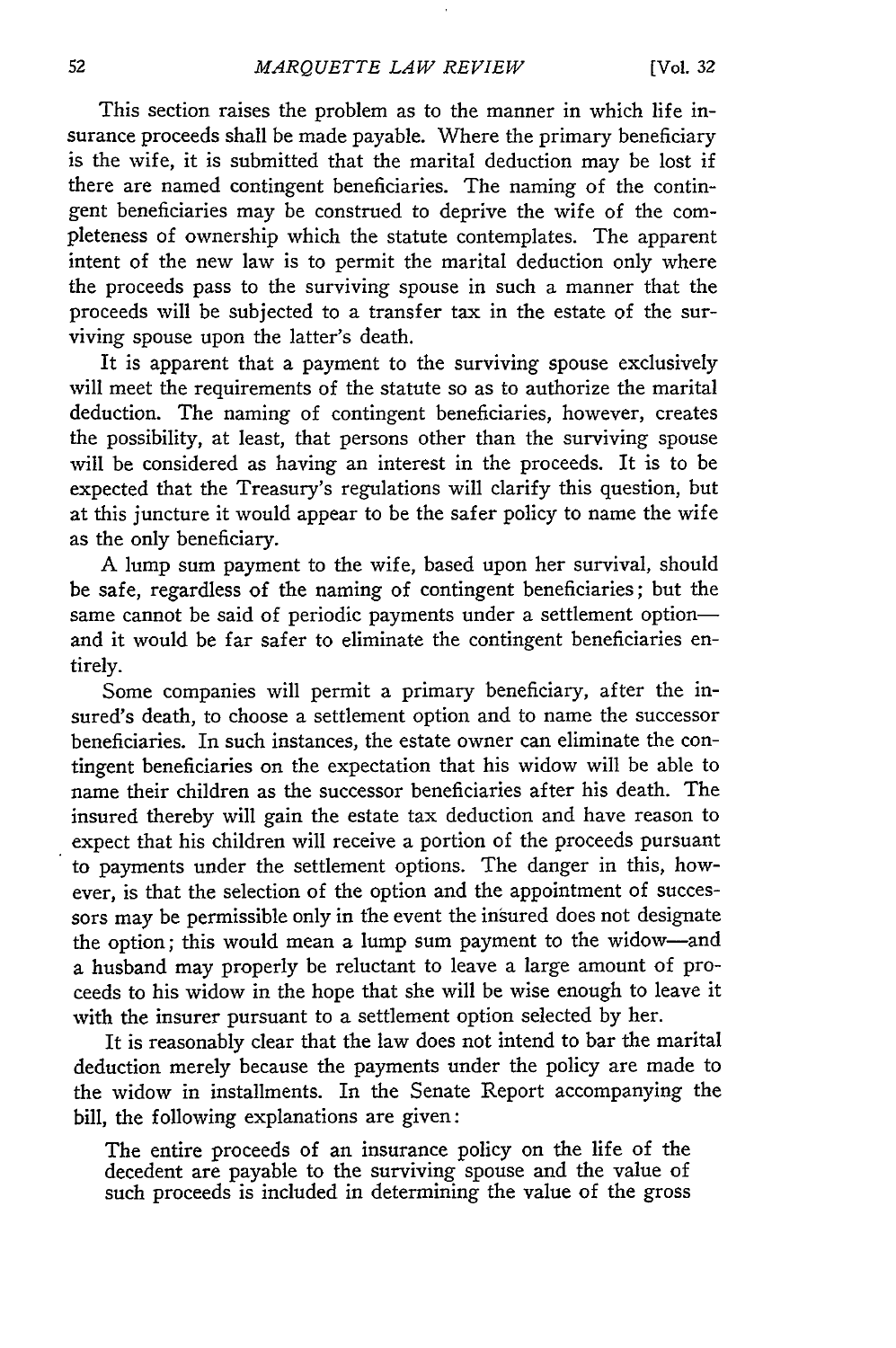This section raises the problem as to the manner in which life insurance proceeds shall be made payable. Where the primary beneficiary is the wife, it is submitted that the marital deduction may be lost if there are named contingent beneficiaries. The naming of the contingent beneficiaries may be construed to deprive the wife of the completeness of ownership which the statute contemplates. The apparent intent of the new law is to permit the marital deduction only where the proceeds pass to the surviving spouse in such a manner that the proceeds will be subjected to a transfer tax in the estate of the surviving spouse upon the latter's death.

It is apparent that a payment to the surviving spouse exclusively will meet the requirements of the statute so as to authorize the marital deduction. The naming of contingent beneficiaries, however, creates the possibility, at least, that persons other than the surviving spouse will be considered as having an interest in the proceeds. It is to be expected that the Treasury's regulations will clarify this question, but at this juncture it would appear to be the safer policy to name the wife as the only beneficiary.

A lump sum payment to the wife, based upon her survival, should be safe, regardless of the naming of contingent beneficiaries; but the same cannot be said of periodic payments under a settlement option—and it would be far safer to eliminate the contingent beneficiaries entirely.

Some companies will permit a primary beneficiary, after the insured's death, to choose a settlement option and to name the successor beneficiaries. In such instances, the estate owner can eliminate the contingent beneficiaries on the expectation that his widow will be able to name their children as the successor beneficiaries after his death. The insured thereby will gain the estate tax deduction and have reason to expect that his children will receive a portion of the proceeds pursuant to payments under the settlement options. The danger in this, however, is that the selection of the option and the appointment of successors may be permissible only in the event the insured does not designate the option; this would mean a lump sum payment to the widow—and a husband may properly be reluctant to leave a large amount of proceeds to his widow in the hope that she will be wise enough to leave it with the insurer pursuant to a settlement option selected by her.

It is reasonably clear that the law does not intend to bar the marital deduction merely because the payments under the policy are made to the widow in installments. In the Senate Report accompanying the bill, the following explanations are given:

> The entire proceeds of an insurance policy on the life of the decedent are payable to the surviving spouse and the value of such proceeds is included in determining the value of the gross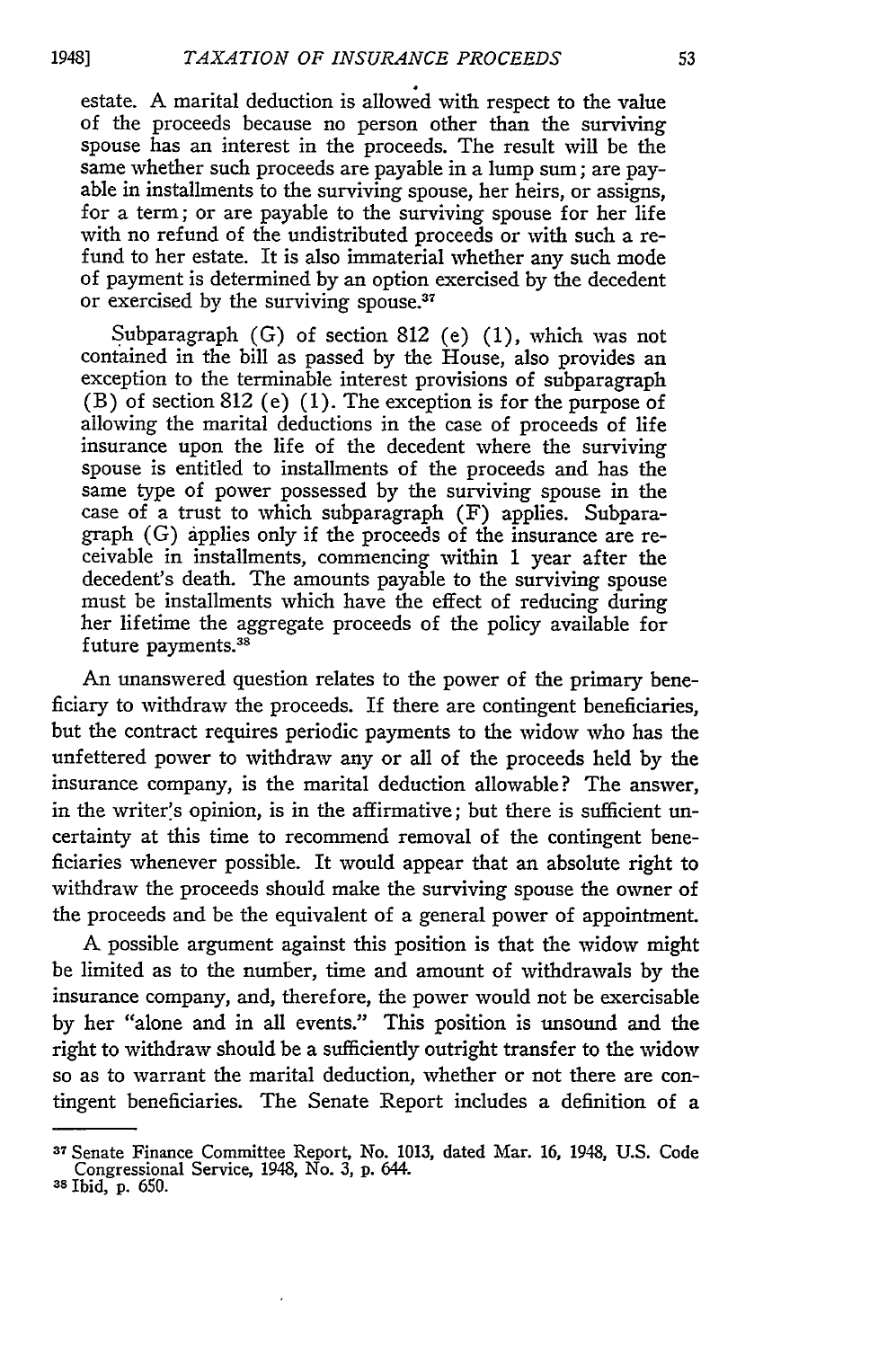estate. A marital deduction is allowed with respect to the value of the proceeds because no person other than the surviving spouse has an interest in the proceeds. The result will be the same whether such proceeds are payable in a lump sum; are payable in installments to the surviving spouse, her heirs, or assigns, for a term; or are payable to the surviving spouse for her life with no refund of the undistributed proceeds or with such a refund to her estate. It is also immaterial whether any such mode of payment is determined by an option exercised by the decedent or exercised by the surviving spouse.[37]

Subparagraph (G) of section 812 (e) (1), which was not contained in the bill as passed by the House, also provides an exception to the terminable interest provisions of subparagraph (B) of section 812 (e) (1). The exception is for the purpose of allowing the marital deductions in the case of proceeds of life insurance upon the life of the decedent where the surviving spouse is entitled to installments of the proceeds and has the same type of power possessed by the surviving spouse in the case of a trust to which subparagraph (F) applies. Subparagraph (G) applies only if the proceeds of the insurance are receivable in installments, commencing within 1 year after the decedent's death. The amounts payable to the surviving spouse must be installments which have the effect of reducing during her lifetime the aggregate proceeds of the policy available for future payments.[38]

An unanswered question relates to the power of the primary beneficiary to withdraw the proceeds. If there are contingent beneficiaries, but the contract requires periodic payments to the widow who has the unfettered power to withdraw any or all of the proceeds held by the insurance company, is the marital deduction allowable? The answer, in the writer's opinion, is in the affirmative; but there is sufficient uncertainty at this time to recommend removal of the contingent beneficiaries whenever possible. It would appear that an absolute right to withdraw the proceeds should make the surviving spouse the owner of the proceeds and be the equivalent of a general power of appointment.

A possible argument against this position is that the widow might be limited as to the number, time and amount of withdrawals by the insurance company, and, therefore, the power would not be exercisable by her "alone and in all events." This position is unsound and the right to withdraw should be a sufficiently outright transfer to the widow so as to warrant the marital deduction, whether or not there are contingent beneficiaries. The Senate Report includes a definition of a

---

[37] Senate Finance Committee Report, No. 1013, dated Mar. 16, 1948, U.S. Code Congressional Service, 1948, No. 3, p. 644.

[38] Ibid, p. 650.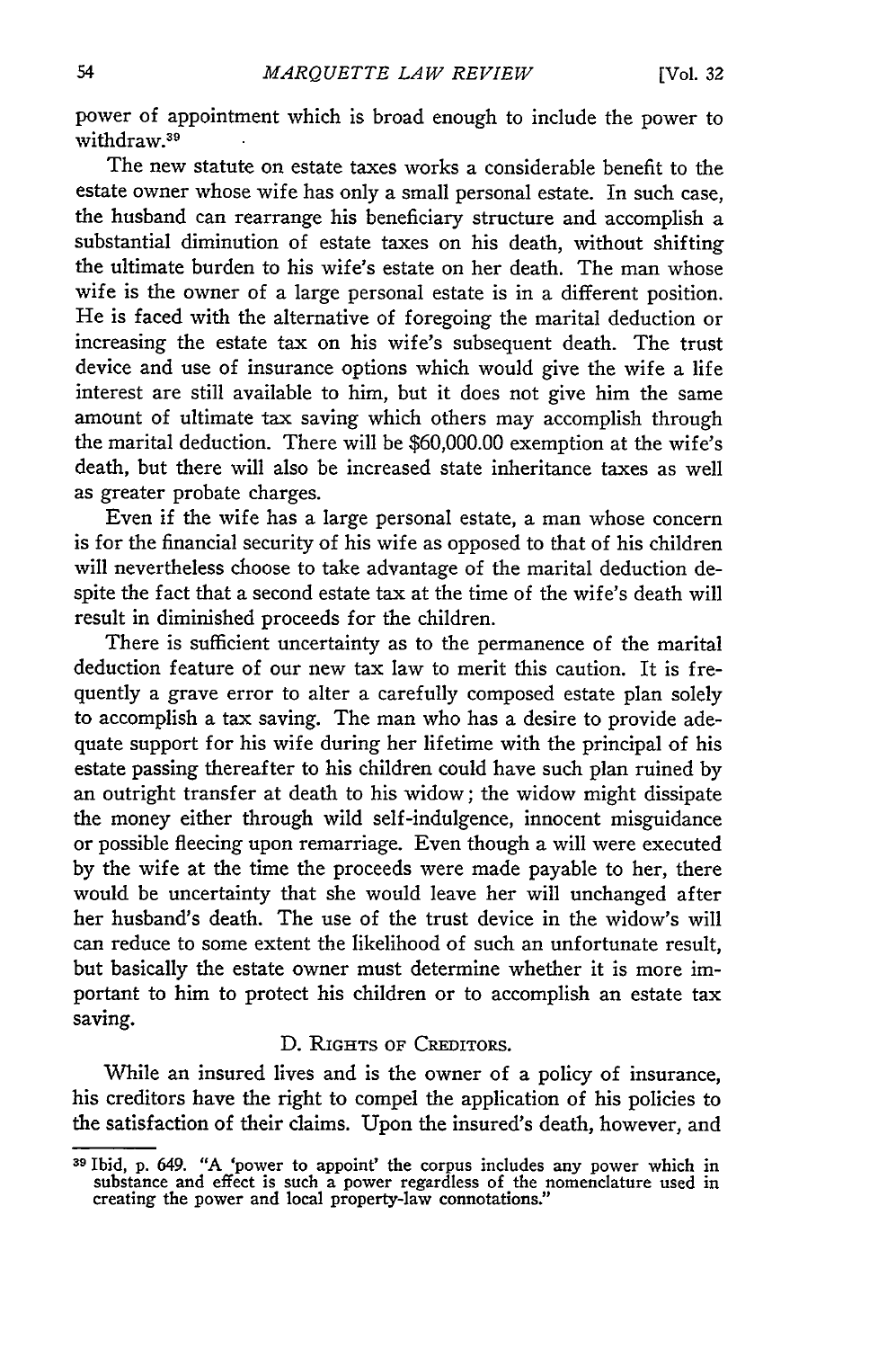power of appointment which is broad enough to include the power to withdraw.[39]

The new statute on estate taxes works a considerable benefit to the estate owner whose wife has only a small personal estate. In such case, the husband can rearrange his beneficiary structure and accomplish a substantial diminution of estate taxes on his death, without shifting the ultimate burden to his wife's estate on her death. The man whose wife is the owner of a large personal estate is in a different position. He is faced with the alternative of foregoing the marital deduction or increasing the estate tax on his wife's subsequent death. The trust device and use of insurance options which would give the wife a life interest are still available to him, but it does not give him the same amount of ultimate tax saving which others may accomplish through the marital deduction. There will be $60,000.00 exemption at the wife's death, but there will also be increased state inheritance taxes as well as greater probate charges.

Even if the wife has a large personal estate, a man whose concern is for the financial security of his wife as opposed to that of his children will nevertheless choose to take advantage of the marital deduction despite the fact that a second estate tax at the time of the wife's death will result in diminished proceeds for the children.

There is sufficient uncertainty as to the permanence of the marital deduction feature of our new tax law to merit this caution. It is frequently a grave error to alter a carefully composed estate plan solely to accomplish a tax saving. The man who has a desire to provide adequate support for his wife during her lifetime with the principal of his estate passing thereafter to his children could have such plan ruined by an outright transfer at death to his widow; the widow might dissipate the money either through wild self-indulgence, innocent misguidance or possible fleecing upon remarriage. Even though a will were executed by the wife at the time the proceeds were made payable to her, there would be uncertainty that she would leave her will unchanged after her husband's death. The use of the trust device in the widow's will can reduce to some extent the likelihood of such an unfortunate result, but basically the estate owner must determine whether it is more important to him to protect his children or to accomplish an estate tax saving.

### D. Rights of Creditors.

While an insured lives and is the owner of a policy of insurance, his creditors have the right to compel the application of his policies to the satisfaction of their claims. Upon the insured's death, however, and

[39] Ibid, p. 649. "A 'power to appoint' the corpus includes any power which in substance and effect is such a power regardless of the nomenclature used in creating the power and local property-law connotations."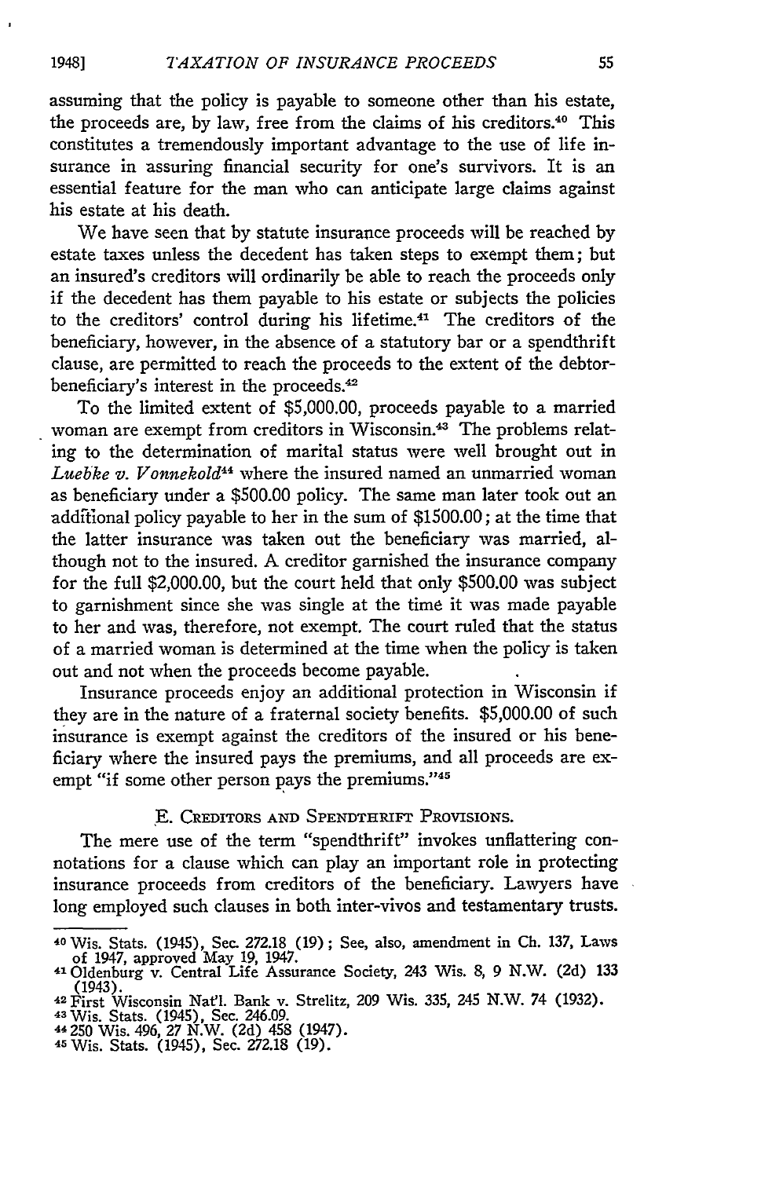assuming that the policy is payable to someone other than his estate, the proceeds are, by law, free from the claims of his creditors.[40] This constitutes a tremendously important advantage to the use of life insurance in assuring financial security for one's survivors. It is an essential feature for the man who can anticipate large claims against his estate at his death.

We have seen that by statute insurance proceeds will be reached by estate taxes unless the decedent has taken steps to exempt them; but an insured's creditors will ordinarily be able to reach the proceeds only if the decedent has them payable to his estate or subjects the policies to the creditors' control during his lifetime.[41] The creditors of the beneficiary, however, in the absence of a statutory bar or a spendthrift clause, are permitted to reach the proceeds to the extent of the debtor-beneficiary's interest in the proceeds.[42]

To the limited extent of $5,000.00, proceeds payable to a married woman are exempt from creditors in Wisconsin.[43] The problems relating to the determination of marital status were well brought out in *Luebke v. Vonnekold*[44] where the insured named an unmarried woman as beneficiary under a $500.00 policy. The same man later took out an additional policy payable to her in the sum of $1500.00; at the time that the latter insurance was taken out the beneficiary was married, although not to the insured. A creditor garnished the insurance company for the full $2,000.00, but the court held that only $500.00 was subject to garnishment since she was single at the time it was made payable to her and was, therefore, not exempt. The court ruled that the status of a married woman is determined at the time when the policy is taken out and not when the proceeds become payable.

Insurance proceeds enjoy an additional protection in Wisconsin if they are in the nature of a fraternal society benefits. $5,000.00 of such insurance is exempt against the creditors of the insured or his beneficiary where the insured pays the premiums, and all proceeds are exempt "if some other person pays the premiums."[45]

### E. Creditors and Spendthrift Provisions.

The mere use of the term "spendthrift" invokes unflattering connotations for a clause which can play an important role in protecting insurance proceeds from creditors of the beneficiary. Lawyers have long employed such clauses in both inter-vivos and testamentary trusts.

---

[40] Wis. Stats. (1945), Sec. 272.18 (19); See, also, amendment in Ch. 137, Laws of 1947, approved May 19, 1947.

[41] Oldenburg v. Central Life Assurance Society, 243 Wis. 8, 9 N.W. (2d) 133 (1943).

[42] First Wisconsin Nat'l. Bank v. Strelitz, 209 Wis. 335, 245 N.W. 74 (1932).

[43] Wis. Stats. (1945), Sec. 246.09.

[44] 250 Wis. 496, 27 N.W. (2d) 458 (1947).

[45] Wis. Stats. (1945), Sec. 272.18 (19).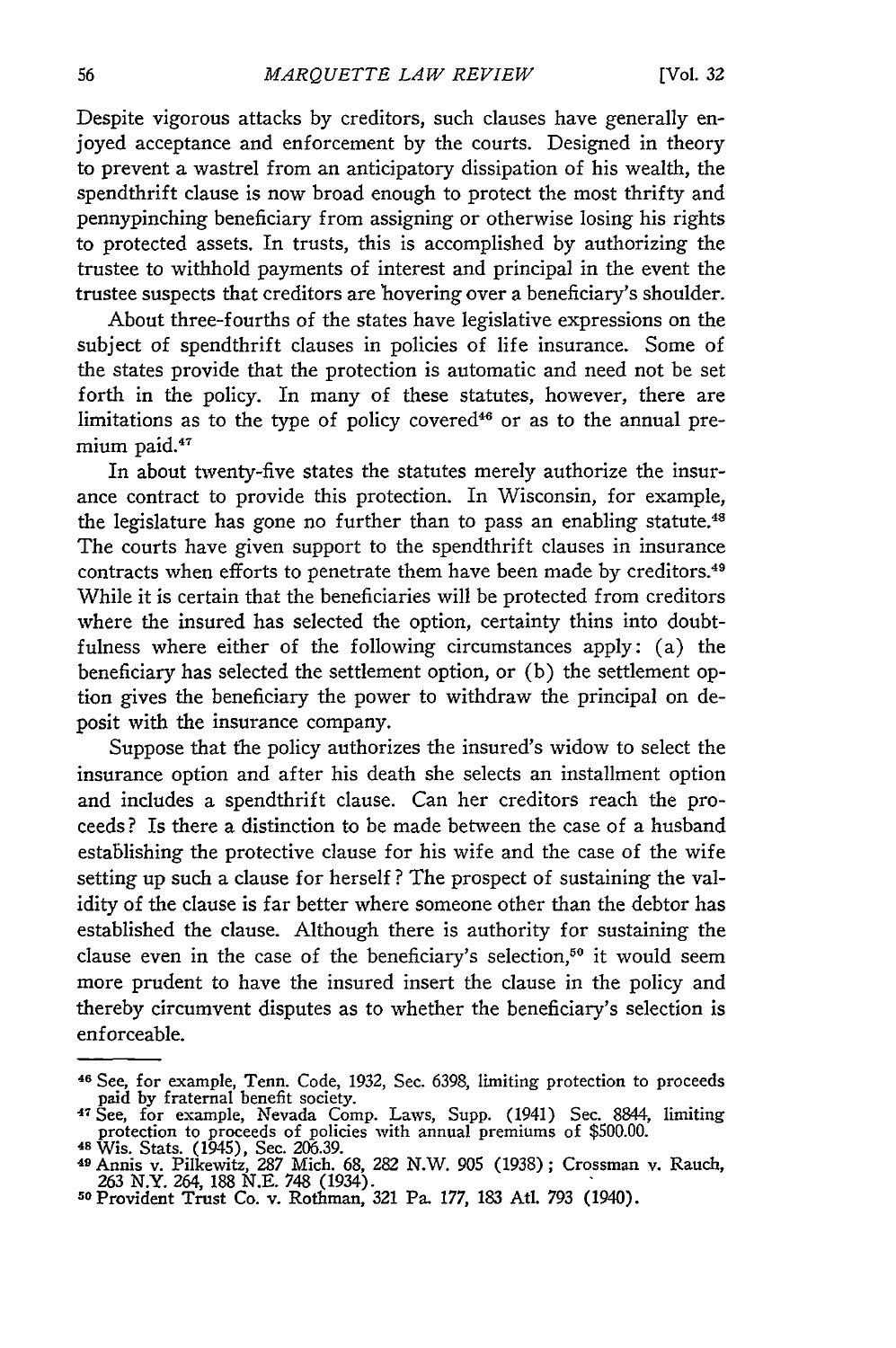Despite vigorous attacks by creditors, such clauses have generally enjoyed acceptance and enforcement by the courts. Designed in theory to prevent a wastrel from an anticipatory dissipation of his wealth, the spendthrift clause is now broad enough to protect the most thrifty and pennypinching beneficiary from assigning or otherwise losing his rights to protected assets. In trusts, this is accomplished by authorizing the trustee to withhold payments of interest and principal in the event the trustee suspects that creditors are hovering over a beneficiary's shoulder.

About three-fourths of the states have legislative expressions on the subject of spendthrift clauses in policies of life insurance. Some of the states provide that the protection is automatic and need not be set forth in the policy. In many of these statutes, however, there are limitations as to the type of policy covered[46] or as to the annual premium paid.[47]

In about twenty-five states the statutes merely authorize the insurance contract to provide this protection. In Wisconsin, for example, the legislature has gone no further than to pass an enabling statute.[48] The courts have given support to the spendthrift clauses in insurance contracts when efforts to penetrate them have been made by creditors.[49] While it is certain that the beneficiaries will be protected from creditors where the insured has selected the option, certainty thins into doubtfulness where either of the following circumstances apply: (a) the beneficiary has selected the settlement option, or (b) the settlement option gives the beneficiary the power to withdraw the principal on deposit with the insurance company.

Suppose that the policy authorizes the insured's widow to select the insurance option and after his death she selects an installment option and includes a spendthrift clause. Can her creditors reach the proceeds? Is there a distinction to be made between the case of a husband establishing the protective clause for his wife and the case of the wife setting up such a clause for herself? The prospect of sustaining the validity of the clause is far better where someone other than the debtor has established the clause. Although there is authority for sustaining the clause even in the case of the beneficiary's selection,[50] it would seem more prudent to have the insured insert the clause in the policy and thereby circumvent disputes as to whether the beneficiary's selection is enforceable.

---

[46] See, for example, Tenn. Code, 1932, Sec. 6398, limiting protection to proceeds paid by fraternal benefit society.

[47] See, for example, Nevada Comp. Laws, Supp. (1941) Sec. 8844, limiting protection to proceeds of policies with annual premiums of $500.00.

[48] Wis. Stats. (1945), Sec. 206.39.

[49] Annis v. Pilkewitz, 287 Mich. 68, 282 N.W. 905 (1938); Crossman v. Rauch, 263 N.Y. 264, 188 N.E. 748 (1934).

[50] Provident Trust Co. v. Rothman, 321 Pa. 177, 183 Atl. 793 (1940).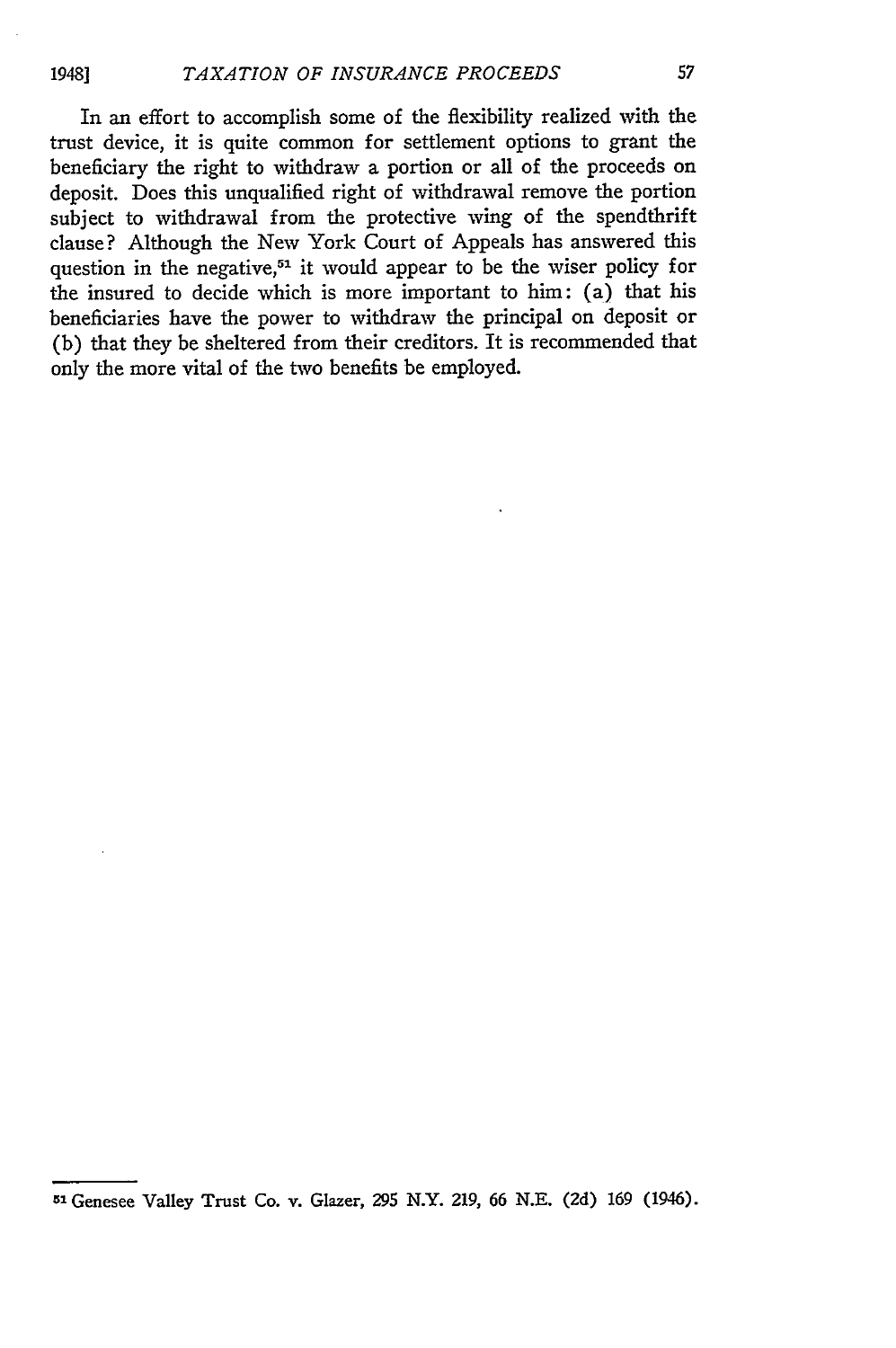In an effort to accomplish some of the flexibility realized with the trust device, it is quite common for settlement options to grant the beneficiary the right to withdraw a portion or all of the proceeds on deposit. Does this unqualified right of withdrawal remove the portion subject to withdrawal from the protective wing of the spendthrift clause? Although the New York Court of Appeals has answered this question in the negative,[51] it would appear to be the wiser policy for the insured to decide which is more important to him: (a) that his beneficiaries have the power to withdraw the principal on deposit or (b) that they be sheltered from their creditors. It is recommended that only the more vital of the two benefits be employed.

---

[51] Genesee Valley Trust Co. v. Glazer, 295 N.Y. 219, 66 N.E. (2d) 169 (1946).